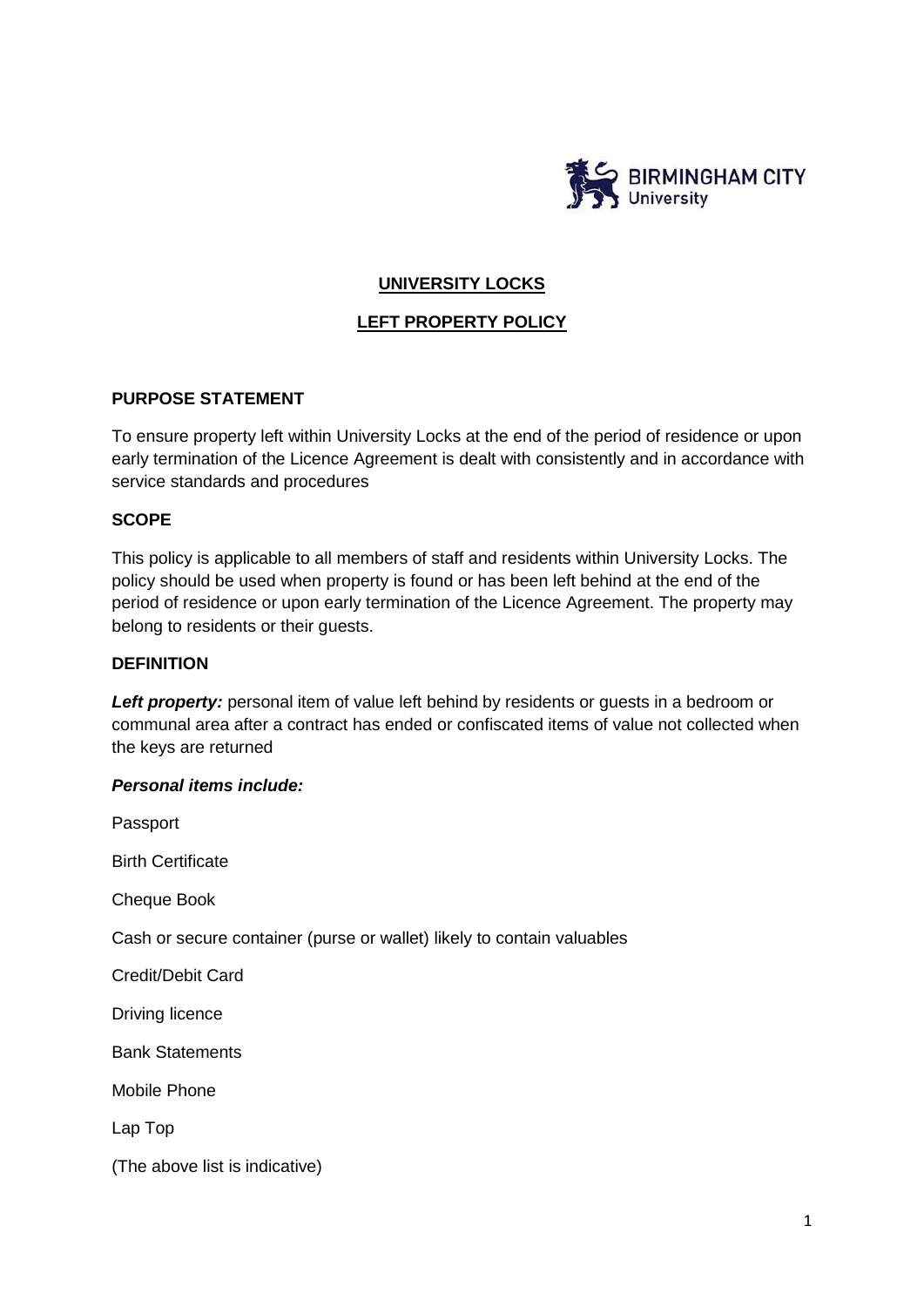# UNIVERSITY LOCKS

## LEFT PROPERTY POLICY

### PURPOSE STATEMENT

To ensure property left within University Locks at the end of the period of residence or upon early termination of the Licence Agreement is dealt with consistently and in accordance with service standards and procedures

### SCOPE

This policy is applicable to all members of staff and residents within University Locks. The policy should be used when property is found or has been left behind at the end of the period of residence or upon early termination of the Licence Agreement. The property may belong to residents or their guests.

### DEFINITION

***Left property:*** personal item of value left behind by residents or guests in a bedroom or communal area after a contract has ended or confiscated items of value not collected when the keys are returned

***Personal items include:***

Passport

Birth Certificate

Cheque Book

Cash or secure container (purse or wallet) likely to contain valuables

Credit/Debit Card

Driving licence

Bank Statements

Mobile Phone

Lap Top

(The above list is indicative)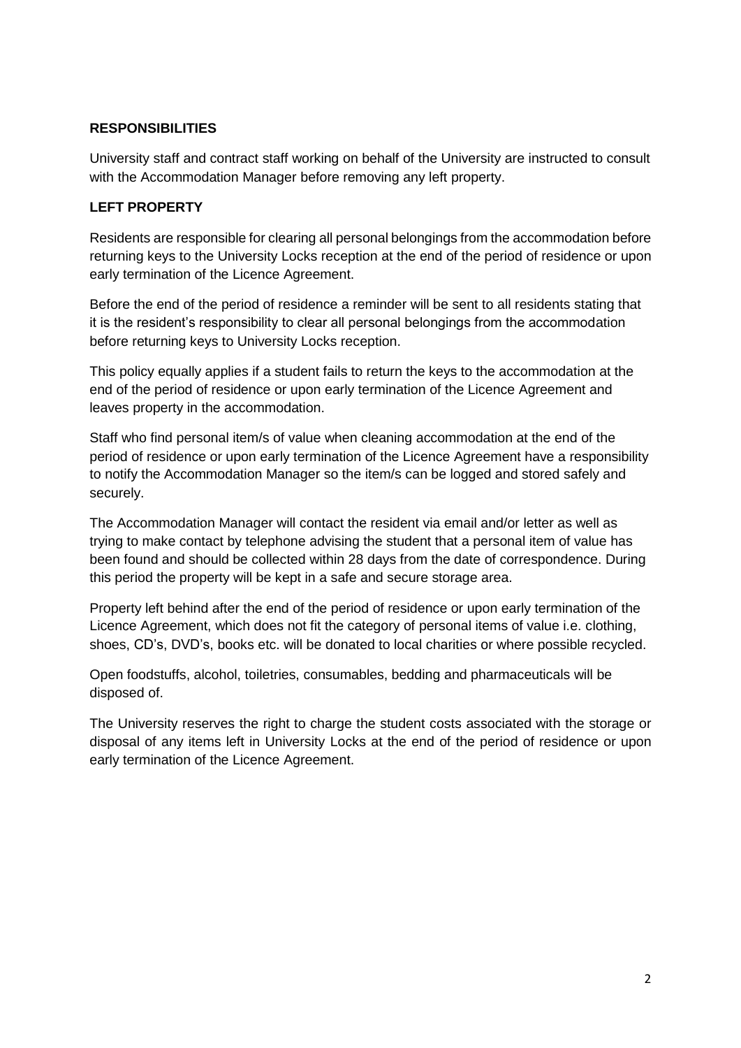**RESPONSIBILITIES**

University staff and contract staff working on behalf of the University are instructed to consult with the Accommodation Manager before removing any left property.

**LEFT PROPERTY**

Residents are responsible for clearing all personal belongings from the accommodation before returning keys to the University Locks reception at the end of the period of residence or upon early termination of the Licence Agreement.

Before the end of the period of residence a reminder will be sent to all residents stating that it is the resident's responsibility to clear all personal belongings from the accommodation before returning keys to University Locks reception.

This policy equally applies if a student fails to return the keys to the accommodation at the end of the period of residence or upon early termination of the Licence Agreement and leaves property in the accommodation.

Staff who find personal item/s of value when cleaning accommodation at the end of the period of residence or upon early termination of the Licence Agreement have a responsibility to notify the Accommodation Manager so the item/s can be logged and stored safely and securely.

The Accommodation Manager will contact the resident via email and/or letter as well as trying to make contact by telephone advising the student that a personal item of value has been found and should be collected within 28 days from the date of correspondence. During this period the property will be kept in a safe and secure storage area.

Property left behind after the end of the period of residence or upon early termination of the Licence Agreement, which does not fit the category of personal items of value i.e. clothing, shoes, CD's, DVD's, books etc. will be donated to local charities or where possible recycled.

Open foodstuffs, alcohol, toiletries, consumables, bedding and pharmaceuticals will be disposed of.

The University reserves the right to charge the student costs associated with the storage or disposal of any items left in University Locks at the end of the period of residence or upon early termination of the Licence Agreement.